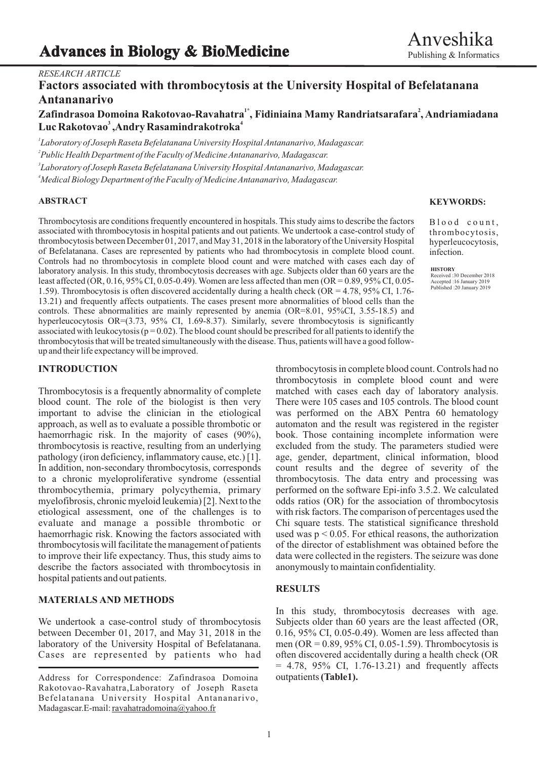*RESEARCH ARTICLE*

# Factors associated with thrombocytosis at the University Hospital of Befelatanana Antananarivo

**Zafindrasoa Domoina Rakotovao-Ravahatra[1*], Fidiniaina Mamy Randriatsarafara[2], Andriamiadana Luc Rakotovao[3], Andry Rasamindrakotroka[4]**

[1]*Laboratory of Joseph Raseta Befelatanana University Hospital Antananarivo, Madagascar.*

[2]*Public Health Department of the Faculty of Medicine Antananarivo, Madagascar.*

[3]*Laboratory of Joseph Raseta Befelatanana University Hospital Antananarivo, Madagascar.*

[4]*Medical Biology Department of the Faculty of Medicine Antananarivo, Madagascar.*

## ABSTRACT

Thrombocytosis are conditions frequently encountered in hospitals. This study aims to describe the factors associated with thrombocytosis in hospital patients and out patients. We undertook a case-control study of thrombocytosis between December 01, 2017, and May 31, 2018 in the laboratory of the University Hospital of Befelatanana. Cases are represented by patients who had thrombocytosis in complete blood count. Controls had no thrombocytosis in complete blood count and were matched with cases each day of laboratory analysis. In this study, thrombocytosis decreases with age. Subjects older than 60 years are the least affected (OR, 0.16, 95% CI, 0.05-0.49). Women are less affected than men (OR = 0.89, 95% CI, 0.05-1.59). Thrombocytosis is often discovered accidentally during a health check (OR = 4.78, 95% CI, 1.76-13.21) and frequently affects outpatients. The cases present more abnormalities of blood cells than the controls. These abnormalities are mainly represented by anemia (OR=8.01, 95%CI, 3.55-18.5) and hyperleucocytosis OR=(3.73, 95% CI, 1.69-8.37). Similarly, severe thrombocytosis is significantly associated with leukocytosis ($p = 0.02$). The blood count should be prescribed for all patients to identify the thrombocytosis that will be treated simultaneously with the disease. Thus, patients will have a good follow-up and their life expectancy will be improved.

**KEYWORDS:** Blood count, thrombocytosis, hyperleucocytosis, infection.

**HISTORY**
Received :30 December 2018
Accepted :16 January 2019
Published :20 January 2019

## INTRODUCTION

Thrombocytosis is a frequently abnormality of complete blood count. The role of the biologist is then very important to advise the clinician in the etiological approach, as well as to evaluate a possible thrombotic or haemorrhagic risk. In the majority of cases (90%), thrombocytosis is reactive, resulting from an underlying pathology (iron deficiency, inflammatory cause, etc.) [1]. In addition, non-secondary thrombocytosis, corresponds to a chronic myeloproliferative syndrome (essential thrombocythemia, primary polycythemia, primary myelofibrosis, chronic myeloid leukemia) [2]. Next to the etiological assessment, one of the challenges is to evaluate and manage a possible thrombotic or haemorrhagic risk. Knowing the factors associated with thrombocytosis will facilitate the management of patients to improve their life expectancy. Thus, this study aims to describe the factors associated with thrombocytosis in hospital patients and out patients.

## MATERIALS AND METHODS

We undertook a case-control study of thrombocytosis between December 01, 2017, and May 31, 2018 in the laboratory of the University Hospital of Befelatanana. Cases are represented by patients who had thrombocytosis in complete blood count. Controls had no thrombocytosis in complete blood count and were matched with cases each day of laboratory analysis. There were 105 cases and 105 controls. The blood count was performed on the ABX Pentra 60 hematology automaton and the result was registered in the register book. Those containing incomplete information were excluded from the study. The parameters studied were age, gender, department, clinical information, blood count results and the degree of severity of the thrombocytosis. The data entry and processing was performed on the software Epi-info 3.5.2. We calculated odds ratios (OR) for the association of thrombocytosis with risk factors. The comparison of percentages used the Chi square tests. The statistical significance threshold used was $p < 0.05$. For ethical reasons, the authorization of the director of establishment was obtained before the data were collected in the registers. The seizure was done anonymously to maintain confidentiality.

## RESULTS

In this study, thrombocytosis decreases with age. Subjects older than 60 years are the least affected (OR, 0.16, 95% CI, 0.05-0.49). Women are less affected than men (OR = 0.89, 95% CI, 0.05-1.59). Thrombocytosis is often discovered accidentally during a health check (OR = 4.78, 95% CI, 1.76-13.21) and frequently affects outpatients **(Table1).**

---

Address for Correspondence: Zafindrasoa Domoina Rakotovao-Ravahatra, Laboratory of Joseph Raseta Befelatanana University Hospital Antananarivo, Madagascar. E-mail: ravahatradomoina@yahoo.fr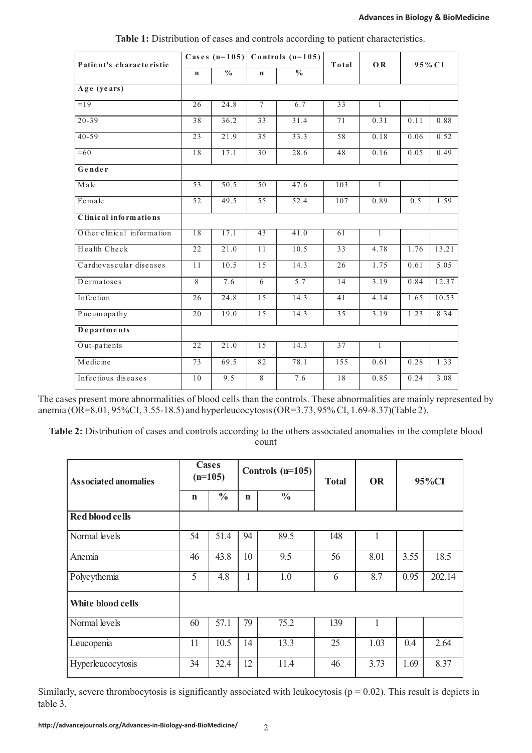**Table 1:** Distribution of cases and controls according to patient characteristics.

| Patient's characteristic | Cases (n=105) | | Controls (n=105) | | Total | OR | 95%CI | |
|---|---|---|---|---|---|---|---|---|
| | n | % | n | % | | | | |
| **Age (years)** | | | | | | | | |
| =19 | 26 | 24.8 | 7 | 6.7 | 33 | 1 | | |
| 20-39 | 38 | 36.2 | 33 | 31.4 | 71 | 0.31 | 0.11 | 0.88 |
| 40-59 | 23 | 21.9 | 35 | 33.3 | 58 | 0.18 | 0.06 | 0.52 |
| =60 | 18 | 17.1 | 30 | 28.6 | 48 | 0.16 | 0.05 | 0.49 |
| **Gender** | | | | | | | | |
| Male | 53 | 50.5 | 50 | 47.6 | 103 | 1 | | |
| Female | 52 | 49.5 | 55 | 52.4 | 107 | 0.89 | 0.5 | 1.59 |
| **Clinical informations** | | | | | | | | |
| Other clinical information | 18 | 17.1 | 43 | 41.0 | 61 | 1 | | |
| Health Check | 22 | 21.0 | 11 | 10.5 | 33 | 4.78 | 1.76 | 13.21 |
| Cardiovascular diseases | 11 | 10.5 | 15 | 14.3 | 26 | 1.75 | 0.61 | 5.05 |
| Dermatoses | 8 | 7.6 | 6 | 5.7 | 14 | 3.19 | 0.84 | 12.37 |
| Infection | 26 | 24.8 | 15 | 14.3 | 41 | 4.14 | 1.65 | 10.53 |
| Pneumopathy | 20 | 19.0 | 15 | 14.3 | 35 | 3.19 | 1.23 | 8.34 |
| **Departments** | | | | | | | | |
| Out-patients | 22 | 21.0 | 15 | 14.3 | 37 | 1 | | |
| Medicine | 73 | 69.5 | 82 | 78.1 | 155 | 0.61 | 0.28 | 1.33 |
| Infectious diseases | 10 | 9.5 | 8 | 7.6 | 18 | 0.85 | 0.24 | 3.08 |

The cases present more abnormalities of blood cells than the controls. These abnormalities are mainly represented by anemia (OR=8.01, 95%CI, 3.55-18.5) and hyperleucocytosis (OR=3.73, 95% CI, 1.69-8.37)(Table 2).

**Table 2:** Distribution of cases and controls according to the others associated anomalies in the complete blood count

| Associated anomalies | Cases (n=105) | | Controls (n=105) | | Total | OR | 95%CI | |
|---|---|---|---|---|---|---|---|---|
| | n | % | n | % | | | | |
| **Red blood cells** | | | | | | | | |
| Normal levels | 54 | 51.4 | 94 | 89.5 | 148 | 1 | | |
| Anemia | 46 | 43.8 | 10 | 9.5 | 56 | 8.01 | 3.55 | 18.5 |
| Polycythemia | 5 | 4.8 | 1 | 1.0 | 6 | 8.7 | 0.95 | 202.14 |
| **White blood cells** | | | | | | | | |
| Normal levels | 60 | 57.1 | 79 | 75.2 | 139 | 1 | | |
| Leucopenia | 11 | 10.5 | 14 | 13.3 | 25 | 1.03 | 0.4 | 2.64 |
| Hyperleucocytosis | 34 | 32.4 | 12 | 11.4 | 46 | 3.73 | 1.69 | 8.37 |

Similarly, severe thrombocytosis is significantly associated with leukocytosis ($p = 0.02$). This result is depicts in table 3.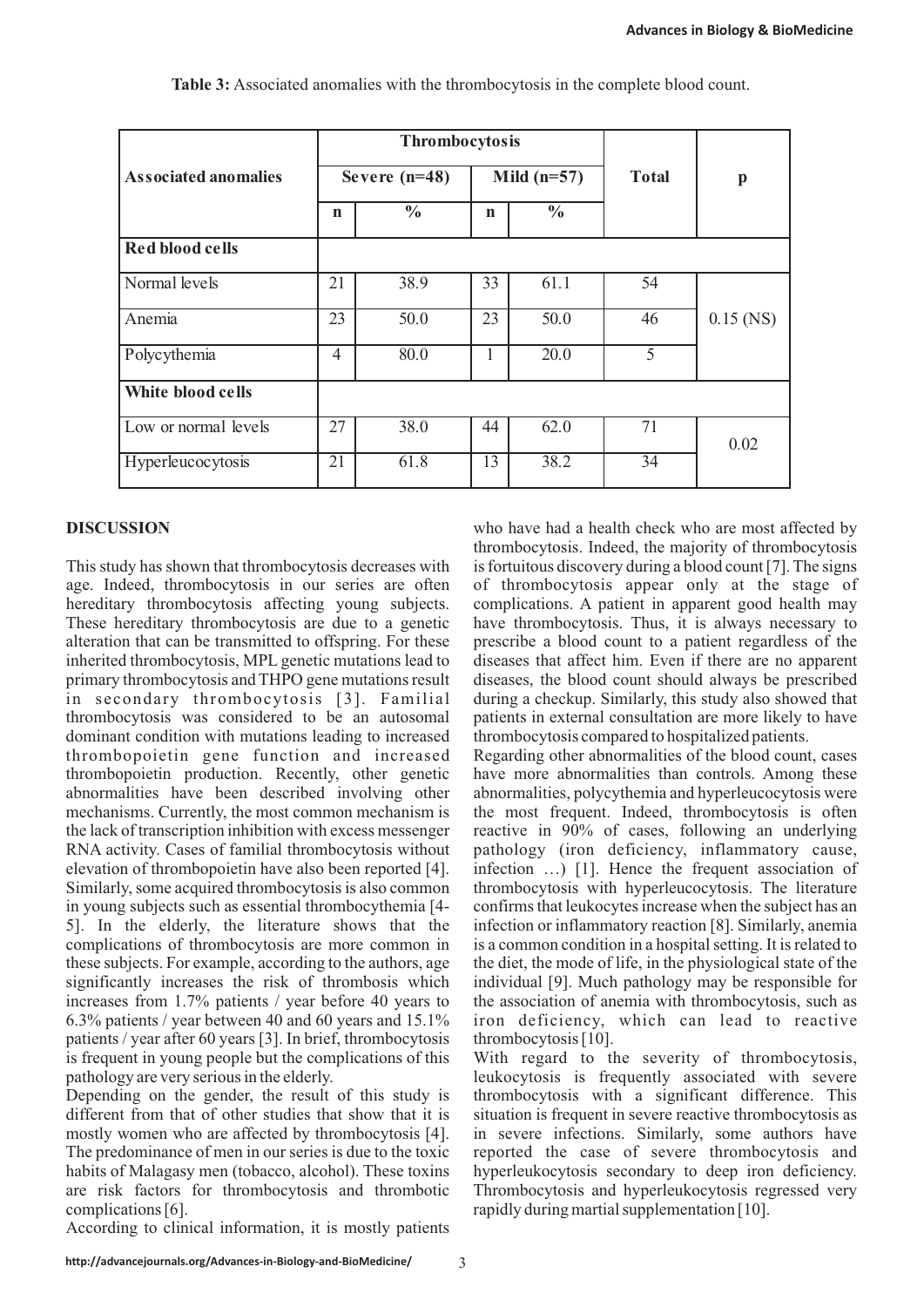**Table 3:** Associated anomalies with the thrombocytosis in the complete blood count.

| Associated anomalies | Thrombocytosis | | | | Total | p |
|---|---|---|---|---|---|---|
| | Severe (n=48) | | Mild (n=57) | | | |
| | n | % | n | % | | |
| **Red blood cells** | | | | | | |
| Normal levels | 21 | 38.9 | 33 | 61.1 | 54 | 0.15 (NS) |
| Anemia | 23 | 50.0 | 23 | 50.0 | 46 | |
| Polycythemia | 4 | 80.0 | 1 | 20.0 | 5 | |
| **White blood cells** | | | | | | |
| Low or normal levels | 27 | 38.0 | 44 | 62.0 | 71 | 0.02 |
| Hyperleucocytosis | 21 | 61.8 | 13 | 38.2 | 34 | |

## DISCUSSION

This study has shown that thrombocytosis decreases with age. Indeed, thrombocytosis in our series are often hereditary thrombocytosis affecting young subjects. These hereditary thrombocytosis are due to a genetic alteration that can be transmitted to offspring. For these inherited thrombocytosis, MPL genetic mutations lead to primary thrombocytosis and THPO gene mutations result in secondary thrombocytosis [3]. Familial thrombocytosis was considered to be an autosomal dominant condition with mutations leading to increased thrombopoietin gene function and increased thrombopoietin production. Recently, other genetic abnormalities have been described involving other mechanisms. Currently, the most common mechanism is the lack of transcription inhibition with excess messenger RNA activity. Cases of familial thrombocytosis without elevation of thrombopoietin have also been reported [4]. Similarly, some acquired thrombocytosis is also common in young subjects such as essential thrombocythemia [4-5]. In the elderly, the literature shows that the complications of thrombocytosis are more common in these subjects. For example, according to the authors, age significantly increases the risk of thrombosis which increases from 1.7% patients / year before 40 years to 6.3% patients / year between 40 and 60 years and 15.1% patients / year after 60 years [3]. In brief, thrombocytosis is frequent in young people but the complications of this pathology are very serious in the elderly.

Depending on the gender, the result of this study is different from that of other studies that show that it is mostly women who are affected by thrombocytosis [4]. The predominance of men in our series is due to the toxic habits of Malagasy men (tobacco, alcohol). These toxins are risk factors for thrombocytosis and thrombotic complications [6].

According to clinical information, it is mostly patients who have had a health check who are most affected by thrombocytosis. Indeed, the majority of thrombocytosis is fortuitous discovery during a blood count [7]. The signs of thrombocytosis appear only at the stage of complications. A patient in apparent good health may have thrombocytosis. Thus, it is always necessary to prescribe a blood count to a patient regardless of the diseases that affect him. Even if there are no apparent diseases, the blood count should always be prescribed during a checkup. Similarly, this study also showed that patients in external consultation are more likely to have thrombocytosis compared to hospitalized patients.

Regarding other abnormalities of the blood count, cases have more abnormalities than controls. Among these abnormalities, polycythemia and hyperleucocytosis were the most frequent. Indeed, thrombocytosis is often reactive in 90% of cases, following an underlying pathology (iron deficiency, inflammatory cause, infection …) [1]. Hence the frequent association of thrombocytosis with hyperleucocytosis. The literature confirms that leukocytes increase when the subject has an infection or inflammatory reaction [8]. Similarly, anemia is a common condition in a hospital setting. It is related to the diet, the mode of life, in the physiological state of the individual [9]. Much pathology may be responsible for the association of anemia with thrombocytosis, such as iron deficiency, which can lead to reactive thrombocytosis [10].

With regard to the severity of thrombocytosis, leukocytosis is frequently associated with severe thrombocytosis with a significant difference. This situation is frequent in severe reactive thrombocytosis as in severe infections. Similarly, some authors have reported the case of severe thrombocytosis and hyperleukocytosis secondary to deep iron deficiency. Thrombocytosis and hyperleukocytosis regressed very rapidly during martial supplementation [10].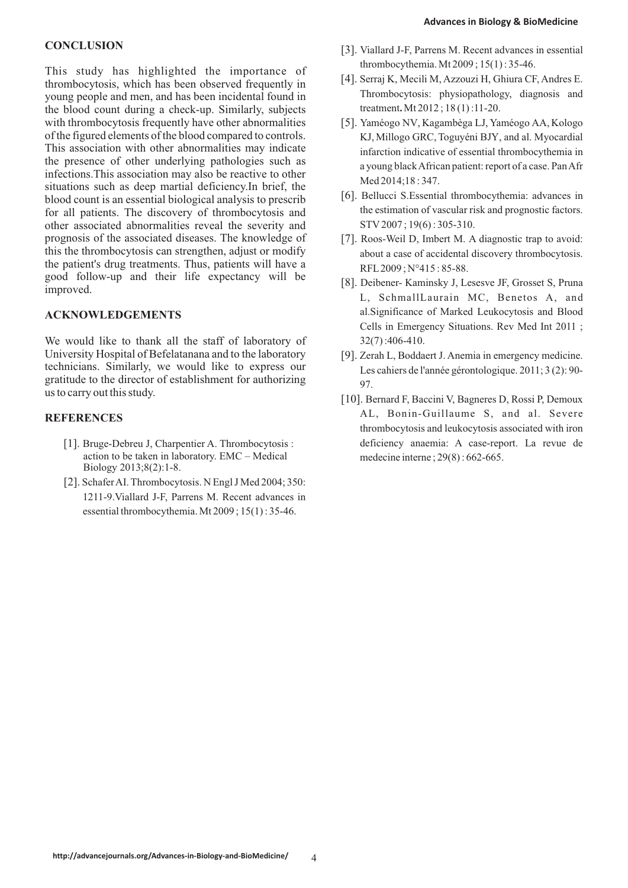## CONCLUSION

This study has highlighted the importance of thrombocytosis, which has been observed frequently in young people and men, and has been incidental found in the blood count during a check-up. Similarly, subjects with thrombocytosis frequently have other abnormalities of the figured elements of the blood compared to controls. This association with other abnormalities may indicate the presence of other underlying pathologies such as infections.This association may also be reactive to other situations such as deep martial deficiency.In brief, the blood count is an essential biological analysis to prescrib for all patients. The discovery of thrombocytosis and other associated abnormalities reveal the severity and prognosis of the associated diseases. The knowledge of this the thrombocytosis can strengthen, adjust or modify the patient's drug treatments. Thus, patients will have a good follow-up and their life expectancy will be improved.

## ACKNOWLEDGEMENTS

We would like to thank all the staff of laboratory of University Hospital of Befelatanana and to the laboratory technicians. Similarly, we would like to express our gratitude to the director of establishment for authorizing us to carry out this study.

## REFERENCES

[1]. Bruge-Debreu J, Charpentier A. Thrombocytosis : action to be taken in laboratory. EMC – Medical Biology 2013;8(2):1-8.

[2]. Schafer AI. Thrombocytosis. N Engl J Med 2004; 350: 1211-9.Viallard J-F, Parrens M. Recent advances in essential thrombocythemia. Mt 2009 ; 15(1) : 35-46.

[3]. Viallard J-F, Parrens M. Recent advances in essential thrombocythemia. Mt 2009 ; 15(1) : 35-46.

[4]. Serraj K, Mecili M, Azzouzi H, Ghiura CF, Andres E. Thrombocytosis: physiopathology, diagnosis and treatment**.** Mt 2012 ; 18 (1) :11-20.

[5]. Yaméogo NV, Kagambèga LJ, Yaméogo AA, Kologo KJ, Millogo GRC, Toguyéni BJY, and al. Myocardial infarction indicative of essential thrombocythemia in a young black African patient: report of a case. Pan Afr Med 2014;18 : 347.

[6]. Bellucci S.Essential thrombocythemia: advances in the estimation of vascular risk and prognostic factors. STV 2007 ; 19(6) : 305-310.

[7]. Roos-Weil D, Imbert M. A diagnostic trap to avoid: about a case of accidental discovery thrombocytosis. RFL 2009 ; N°415 : 85-88.

[8]. Deibener- Kaminsky J, Lesesve JF, Grosset S, Pruna L, SchmallLaurain MC, Benetos A, and al.Significance of Marked Leukocytosis and Blood Cells in Emergency Situations. Rev Med Int 2011 ; 32(7) :406-410.

[9]. Zerah L, Boddaert J. Anemia in emergency medicine. Les cahiers de l'année gérontologique. 2011; 3 (2): 90-97.

[10]. Bernard F, Baccini V, Bagneres D, Rossi P, Demoux AL, Bonin-Guillaume S, and al. Severe thrombocytosis and leukocytosis associated with iron deficiency anaemia: A case-report. La revue de medecine interne ; 29(8) : 662-665.